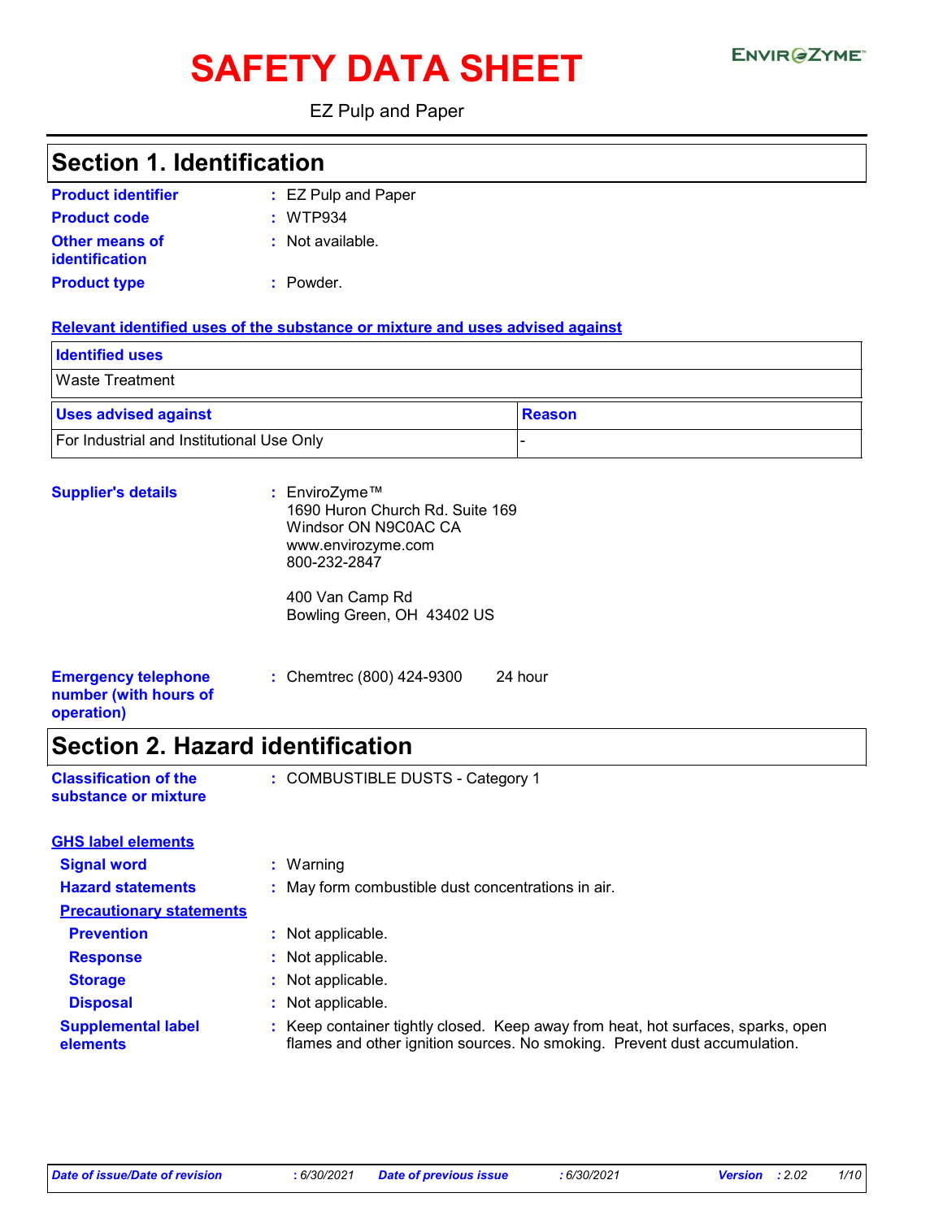# SAFETY DATA SHEET

EZ Pulp and Paper

## Section 1. Identification

**Product identifier** : EZ Pulp and Paper

**Product code** : WTP934

**Other means of identification** : Not available.

**Product type** : Powder.

**Relevant identified uses of the substance or mixture and uses advised against**

| Identified uses | |
|---|---|
| Waste Treatment | |

| Uses advised against | Reason |
|---|---|
| For Industrial and Institutional Use Only | - |

**Supplier's details** : EnviroZyme™
1690 Huron Church Rd. Suite 169
Windsor ON N9C0AC CA
www.envirozyme.com
800-232-2847

400 Van Camp Rd
Bowling Green, OH 43402 US

**Emergency telephone number (with hours of operation)** : Chemtrec (800) 424-9300 24 hour

## Section 2. Hazard identification

**Classification of the substance or mixture** : COMBUSTIBLE DUSTS - Category 1

**GHS label elements**

**Signal word** : Warning

**Hazard statements** : May form combustible dust concentrations in air.

**Precautionary statements**

**Prevention** : Not applicable.

**Response** : Not applicable.

**Storage** : Not applicable.

**Disposal** : Not applicable.

**Supplemental label elements** : Keep container tightly closed. Keep away from heat, hot surfaces, sparks, open flames and other ignition sources. No smoking. Prevent dust accumulation.

*Date of issue/Date of revision* : 6/30/2021 *Date of previous issue* : 6/30/2021 *Version* : 2.02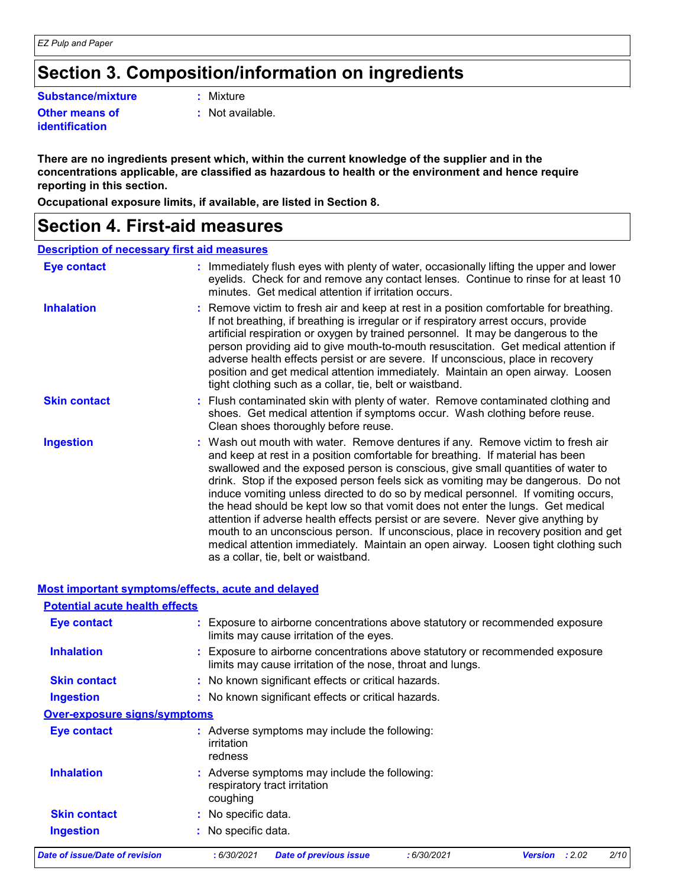## Section 3. Composition/information on ingredients

**Substance/mixture** : Mixture

**Other means of identification** : Not available.

**There are no ingredients present which, within the current knowledge of the supplier and in the concentrations applicable, are classified as hazardous to health or the environment and hence require reporting in this section.**

**Occupational exposure limits, if available, are listed in Section 8.**

## Section 4. First-aid measures

### Description of necessary first aid measures

**Eye contact** : Immediately flush eyes with plenty of water, occasionally lifting the upper and lower eyelids. Check for and remove any contact lenses. Continue to rinse for at least 10 minutes. Get medical attention if irritation occurs.

**Inhalation** : Remove victim to fresh air and keep at rest in a position comfortable for breathing. If not breathing, if breathing is irregular or if respiratory arrest occurs, provide artificial respiration or oxygen by trained personnel. It may be dangerous to the person providing aid to give mouth-to-mouth resuscitation. Get medical attention if adverse health effects persist or are severe. If unconscious, place in recovery position and get medical attention immediately. Maintain an open airway. Loosen tight clothing such as a collar, tie, belt or waistband.

**Skin contact** : Flush contaminated skin with plenty of water. Remove contaminated clothing and shoes. Get medical attention if symptoms occur. Wash clothing before reuse. Clean shoes thoroughly before reuse.

**Ingestion** : Wash out mouth with water. Remove dentures if any. Remove victim to fresh air and keep at rest in a position comfortable for breathing. If material has been swallowed and the exposed person is conscious, give small quantities of water to drink. Stop if the exposed person feels sick as vomiting may be dangerous. Do not induce vomiting unless directed to do so by medical personnel. If vomiting occurs, the head should be kept low so that vomit does not enter the lungs. Get medical attention if adverse health effects persist or are severe. Never give anything by mouth to an unconscious person. If unconscious, place in recovery position and get medical attention immediately. Maintain an open airway. Loosen tight clothing such as a collar, tie, belt or waistband.

### Most important symptoms/effects, acute and delayed

#### Potential acute health effects

**Eye contact** : Exposure to airborne concentrations above statutory or recommended exposure limits may cause irritation of the eyes.

**Inhalation** : Exposure to airborne concentrations above statutory or recommended exposure limits may cause irritation of the nose, throat and lungs.

**Skin contact** : No known significant effects or critical hazards.

**Ingestion** : No known significant effects or critical hazards.

#### Over-exposure signs/symptoms

**Eye contact** : Adverse symptoms may include the following:
irritation
redness

**Inhalation** : Adverse symptoms may include the following:
respiratory tract irritation
coughing

**Skin contact** : No specific data.

**Ingestion** : No specific data.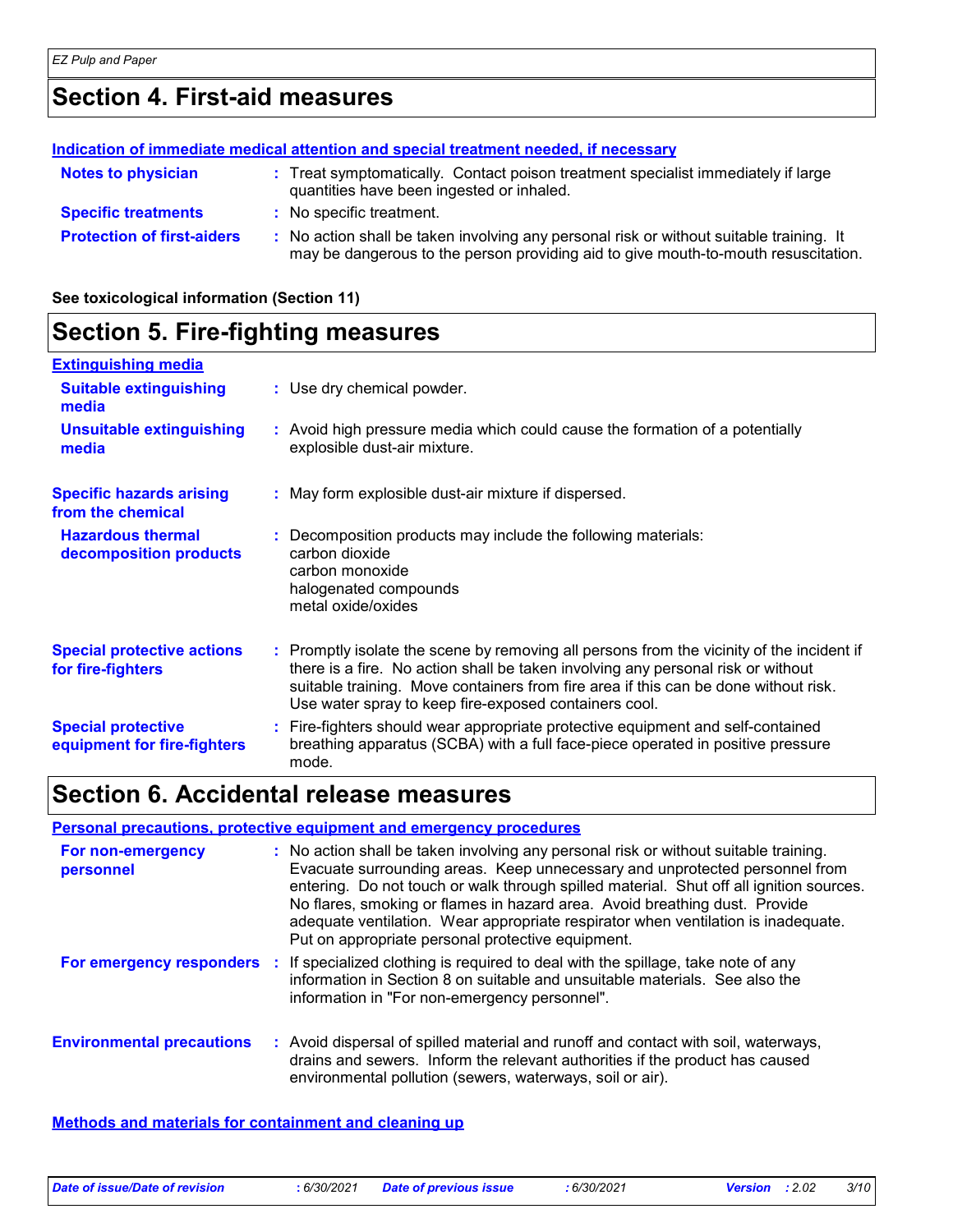## Section 4. First-aid measures

**Indication of immediate medical attention and special treatment needed, if necessary**

**Notes to physician** : Treat symptomatically. Contact poison treatment specialist immediately if large quantities have been ingested or inhaled.

**Specific treatments** : No specific treatment.

**Protection of first-aiders** : No action shall be taken involving any personal risk or without suitable training. It may be dangerous to the person providing aid to give mouth-to-mouth resuscitation.

**See toxicological information (Section 11)**

## Section 5. Fire-fighting measures

**Extinguishing media**

**Suitable extinguishing media** : Use dry chemical powder.

**Unsuitable extinguishing media** : Avoid high pressure media which could cause the formation of a potentially explosible dust-air mixture.

**Specific hazards arising from the chemical** : May form explosible dust-air mixture if dispersed.

**Hazardous thermal decomposition products** : Decomposition products may include the following materials:
carbon dioxide
carbon monoxide
halogenated compounds
metal oxide/oxides

**Special protective actions for fire-fighters** : Promptly isolate the scene by removing all persons from the vicinity of the incident if there is a fire. No action shall be taken involving any personal risk or without suitable training. Move containers from fire area if this can be done without risk. Use water spray to keep fire-exposed containers cool.

**Special protective equipment for fire-fighters** : Fire-fighters should wear appropriate protective equipment and self-contained breathing apparatus (SCBA) with a full face-piece operated in positive pressure mode.

## Section 6. Accidental release measures

**Personal precautions, protective equipment and emergency procedures**

**For non-emergency personnel** : No action shall be taken involving any personal risk or without suitable training. Evacuate surrounding areas. Keep unnecessary and unprotected personnel from entering. Do not touch or walk through spilled material. Shut off all ignition sources. No flares, smoking or flames in hazard area. Avoid breathing dust. Provide adequate ventilation. Wear appropriate respirator when ventilation is inadequate. Put on appropriate personal protective equipment.

**For emergency responders** : If specialized clothing is required to deal with the spillage, take note of any information in Section 8 on suitable and unsuitable materials. See also the information in "For non-emergency personnel".

**Environmental precautions** : Avoid dispersal of spilled material and runoff and contact with soil, waterways, drains and sewers. Inform the relevant authorities if the product has caused environmental pollution (sewers, waterways, soil or air).

**Methods and materials for containment and cleaning up**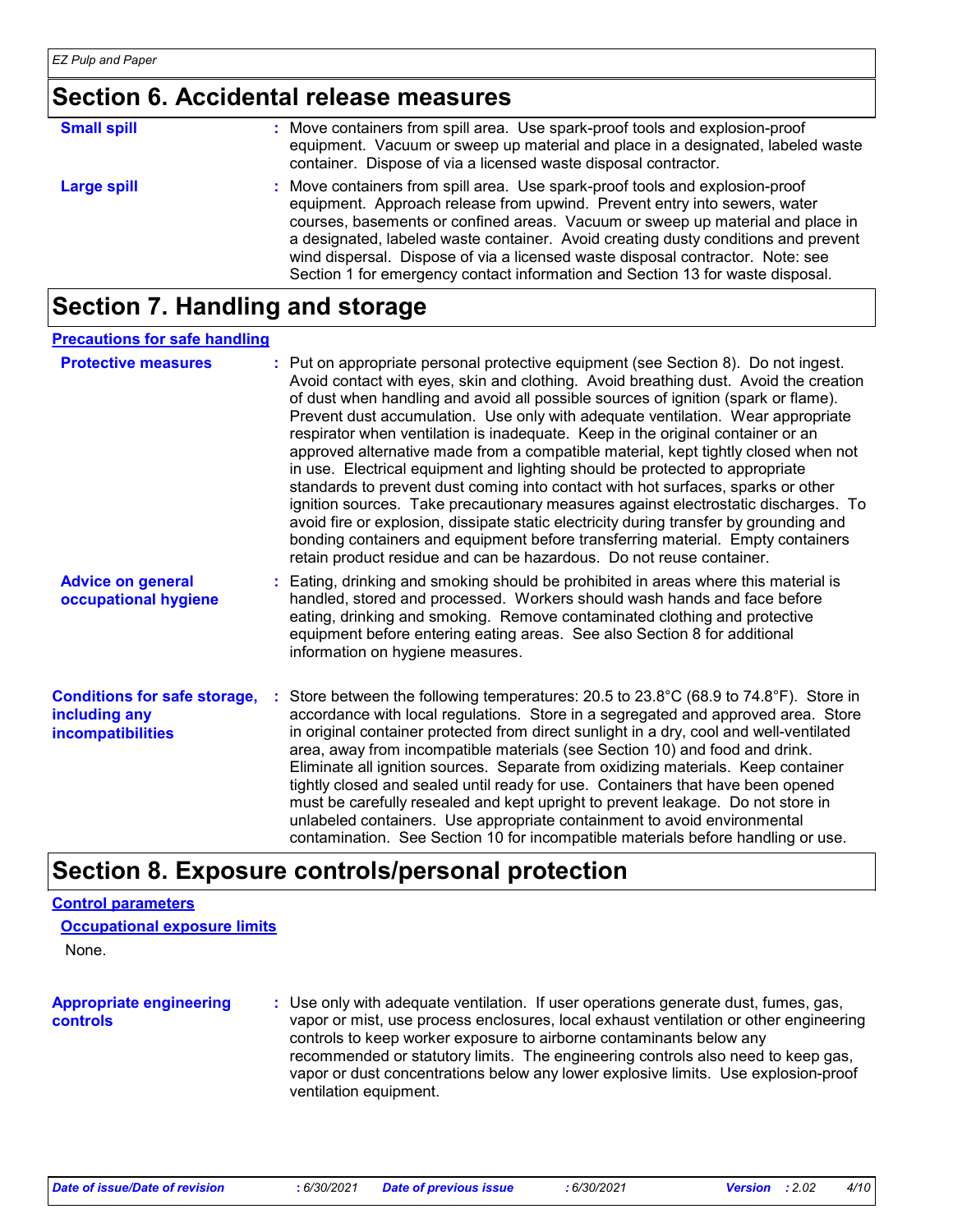## Section 6. Accidental release measures

**Small spill** : Move containers from spill area. Use spark-proof tools and explosion-proof equipment. Vacuum or sweep up material and place in a designated, labeled waste container. Dispose of via a licensed waste disposal contractor.

**Large spill** : Move containers from spill area. Use spark-proof tools and explosion-proof equipment. Approach release from upwind. Prevent entry into sewers, water courses, basements or confined areas. Vacuum or sweep up material and place in a designated, labeled waste container. Avoid creating dusty conditions and prevent wind dispersal. Dispose of via a licensed waste disposal contractor. Note: see Section 1 for emergency contact information and Section 13 for waste disposal.

## Section 7. Handling and storage

### Precautions for safe handling

**Protective measures** : Put on appropriate personal protective equipment (see Section 8). Do not ingest. Avoid contact with eyes, skin and clothing. Avoid breathing dust. Avoid the creation of dust when handling and avoid all possible sources of ignition (spark or flame). Prevent dust accumulation. Use only with adequate ventilation. Wear appropriate respirator when ventilation is inadequate. Keep in the original container or an approved alternative made from a compatible material, kept tightly closed when not in use. Electrical equipment and lighting should be protected to appropriate standards to prevent dust coming into contact with hot surfaces, sparks or other ignition sources. Take precautionary measures against electrostatic discharges. To avoid fire or explosion, dissipate static electricity during transfer by grounding and bonding containers and equipment before transferring material. Empty containers retain product residue and can be hazardous. Do not reuse container.

**Advice on general occupational hygiene** : Eating, drinking and smoking should be prohibited in areas where this material is handled, stored and processed. Workers should wash hands and face before eating, drinking and smoking. Remove contaminated clothing and protective equipment before entering eating areas. See also Section 8 for additional information on hygiene measures.

**Conditions for safe storage, including any incompatibilities** : Store between the following temperatures: 20.5 to 23.8°C (68.9 to 74.8°F). Store in accordance with local regulations. Store in a segregated and approved area. Store in original container protected from direct sunlight in a dry, cool and well-ventilated area, away from incompatible materials (see Section 10) and food and drink. Eliminate all ignition sources. Separate from oxidizing materials. Keep container tightly closed and sealed until ready for use. Containers that have been opened must be carefully resealed and kept upright to prevent leakage. Do not store in unlabeled containers. Use appropriate containment to avoid environmental contamination. See Section 10 for incompatible materials before handling or use.

## Section 8. Exposure controls/personal protection

### Control parameters

#### Occupational exposure limits

None.

**Appropriate engineering controls** : Use only with adequate ventilation. If user operations generate dust, fumes, gas, vapor or mist, use process enclosures, local exhaust ventilation or other engineering controls to keep worker exposure to airborne contaminants below any recommended or statutory limits. The engineering controls also need to keep gas, vapor or dust concentrations below any lower explosive limits. Use explosion-proof ventilation equipment.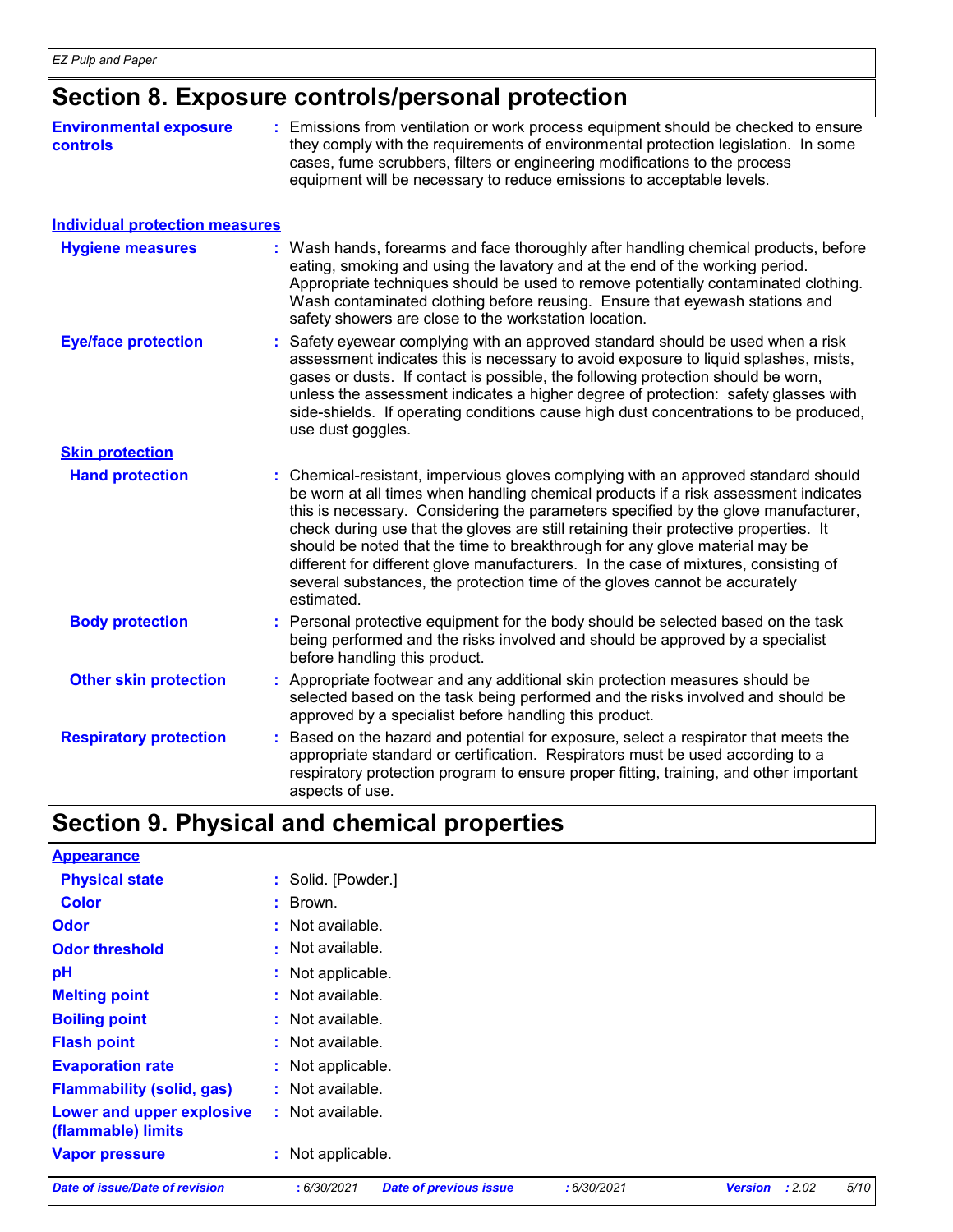## Section 8. Exposure controls/personal protection

**Environmental exposure controls** : Emissions from ventilation or work process equipment should be checked to ensure they comply with the requirements of environmental protection legislation. In some cases, fume scrubbers, filters or engineering modifications to the process equipment will be necessary to reduce emissions to acceptable levels.

### Individual protection measures

**Hygiene measures** : Wash hands, forearms and face thoroughly after handling chemical products, before eating, smoking and using the lavatory and at the end of the working period. Appropriate techniques should be used to remove potentially contaminated clothing. Wash contaminated clothing before reusing. Ensure that eyewash stations and safety showers are close to the workstation location.

**Eye/face protection** : Safety eyewear complying with an approved standard should be used when a risk assessment indicates this is necessary to avoid exposure to liquid splashes, mists, gases or dusts. If contact is possible, the following protection should be worn, unless the assessment indicates a higher degree of protection: safety glasses with side-shields. If operating conditions cause high dust concentrations to be produced, use dust goggles.

**Skin protection**

**Hand protection** : Chemical-resistant, impervious gloves complying with an approved standard should be worn at all times when handling chemical products if a risk assessment indicates this is necessary. Considering the parameters specified by the glove manufacturer, check during use that the gloves are still retaining their protective properties. It should be noted that the time to breakthrough for any glove material may be different for different glove manufacturers. In the case of mixtures, consisting of several substances, the protection time of the gloves cannot be accurately estimated.

**Body protection** : Personal protective equipment for the body should be selected based on the task being performed and the risks involved and should be approved by a specialist before handling this product.

**Other skin protection** : Appropriate footwear and any additional skin protection measures should be selected based on the task being performed and the risks involved and should be approved by a specialist before handling this product.

**Respiratory protection** : Based on the hazard and potential for exposure, select a respirator that meets the appropriate standard or certification. Respirators must be used according to a respiratory protection program to ensure proper fitting, training, and other important aspects of use.

## Section 9. Physical and chemical properties

**Appearance**

**Physical state** : Solid. [Powder.]

**Color** : Brown.

**Odor** : Not available.

**Odor threshold** : Not available.

**pH** : Not applicable.

**Melting point** : Not available.

**Boiling point** : Not available.

**Flash point** : Not available.

**Evaporation rate** : Not applicable.

**Flammability (solid, gas)** : Not available.

**Lower and upper explosive (flammable) limits** : Not available.

**Vapor pressure** : Not applicable.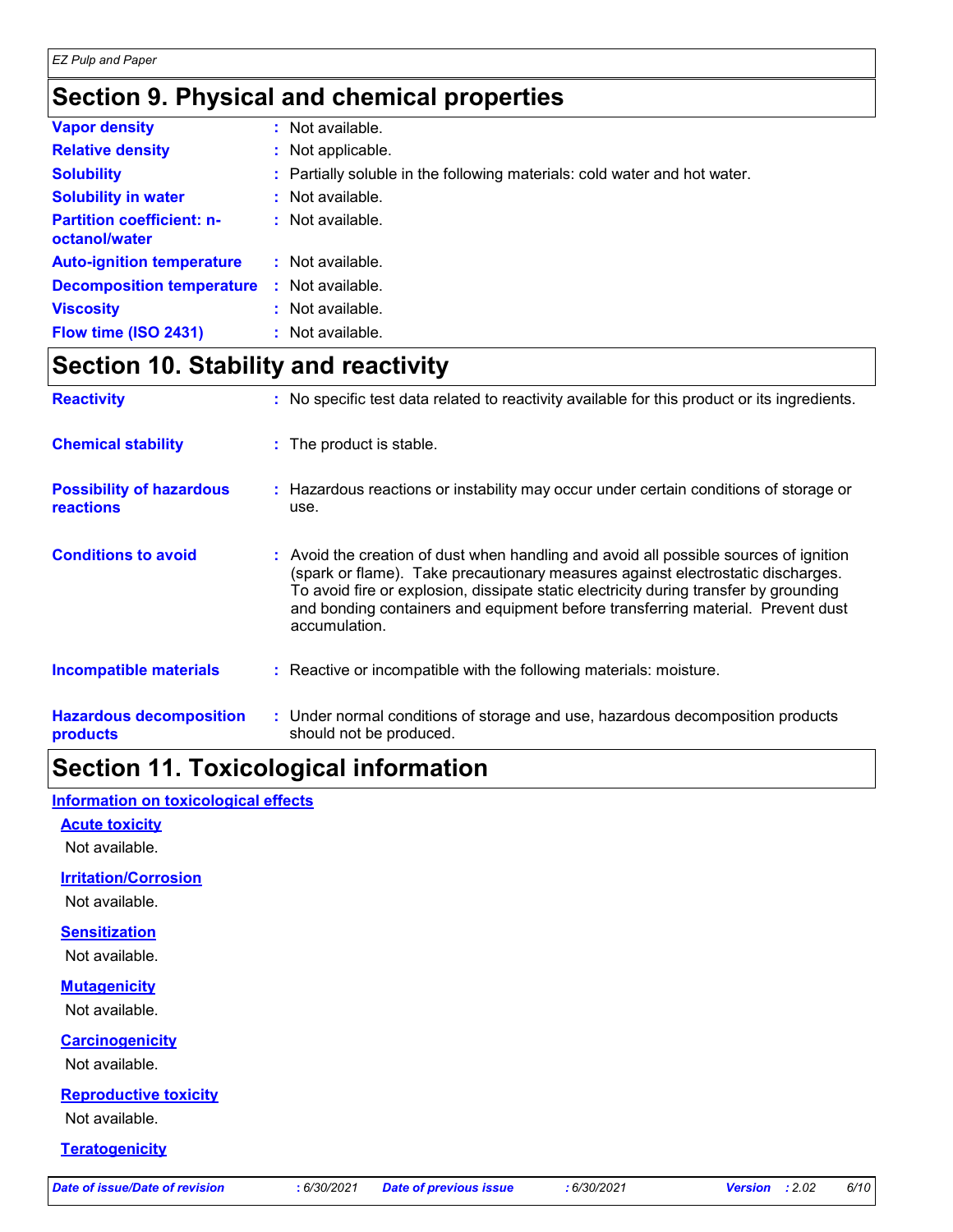## Section 9. Physical and chemical properties

| | |
|---|---|
| **Vapor density** | : Not available. |
| **Relative density** | : Not applicable. |
| **Solubility** | : Partially soluble in the following materials: cold water and hot water. |
| **Solubility in water** | : Not available. |
| **Partition coefficient: n-octanol/water** | : Not available. |
| **Auto-ignition temperature** | : Not available. |
| **Decomposition temperature** | : Not available. |
| **Viscosity** | : Not available. |
| **Flow time (ISO 2431)** | : Not available. |

## Section 10. Stability and reactivity

| | |
|---|---|
| **Reactivity** | : No specific test data related to reactivity available for this product or its ingredients. |
| **Chemical stability** | : The product is stable. |
| **Possibility of hazardous reactions** | : Hazardous reactions or instability may occur under certain conditions of storage or use. |
| **Conditions to avoid** | : Avoid the creation of dust when handling and avoid all possible sources of ignition (spark or flame). Take precautionary measures against electrostatic discharges. To avoid fire or explosion, dissipate static electricity during transfer by grounding and bonding containers and equipment before transferring material. Prevent dust accumulation. |
| **Incompatible materials** | : Reactive or incompatible with the following materials: moisture. |
| **Hazardous decomposition products** | : Under normal conditions of storage and use, hazardous decomposition products should not be produced. |

## Section 11. Toxicological information

### Information on toxicological effects

**Acute toxicity**

Not available.

**Irritation/Corrosion**

Not available.

**Sensitization**

Not available.

**Mutagenicity**

Not available.

**Carcinogenicity**

Not available.

**Reproductive toxicity**

Not available.

**Teratogenicity**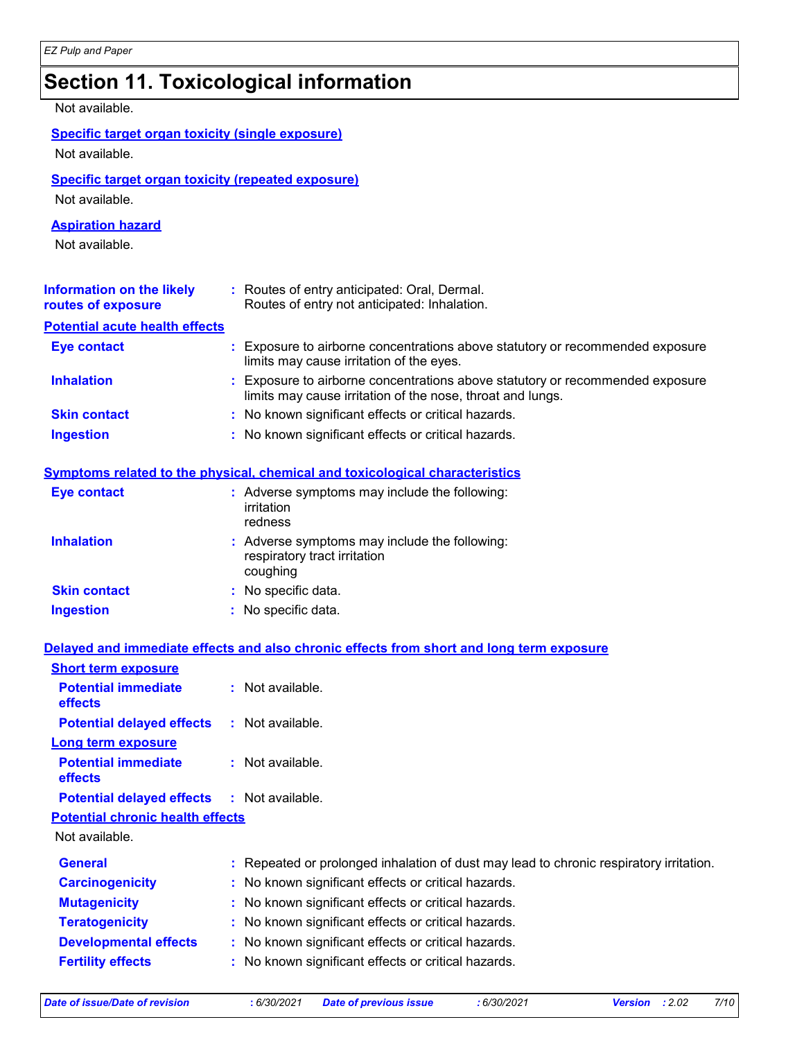# Section 11. Toxicological information

Not available.

**Specific target organ toxicity (single exposure)**

Not available.

**Specific target organ toxicity (repeated exposure)**

Not available.

**Aspiration hazard**

Not available.

**Information on the likely routes of exposure** : Routes of entry anticipated: Oral, Dermal.
Routes of entry not anticipated: Inhalation.

**Potential acute health effects**

| | |
|---|---|
| **Eye contact** | : Exposure to airborne concentrations above statutory or recommended exposure limits may cause irritation of the eyes. |
| **Inhalation** | : Exposure to airborne concentrations above statutory or recommended exposure limits may cause irritation of the nose, throat and lungs. |
| **Skin contact** | : No known significant effects or critical hazards. |
| **Ingestion** | : No known significant effects or critical hazards. |

**Symptoms related to the physical, chemical and toxicological characteristics**

| | |
|---|---|
| **Eye contact** | : Adverse symptoms may include the following: irritation redness |
| **Inhalation** | : Adverse symptoms may include the following: respiratory tract irritation coughing |
| **Skin contact** | : No specific data. |
| **Ingestion** | : No specific data. |

**Delayed and immediate effects and also chronic effects from short and long term exposure**

**Short term exposure**

| | |
|---|---|
| **Potential immediate effects** | : Not available. |
| **Potential delayed effects** | : Not available. |

**Long term exposure**

| | |
|---|---|
| **Potential immediate effects** | : Not available. |
| **Potential delayed effects** | : Not available. |

**Potential chronic health effects**

Not available.

| | |
|---|---|
| **General** | : Repeated or prolonged inhalation of dust may lead to chronic respiratory irritation. |
| **Carcinogenicity** | : No known significant effects or critical hazards. |
| **Mutagenicity** | : No known significant effects or critical hazards. |
| **Teratogenicity** | : No known significant effects or critical hazards. |
| **Developmental effects** | : No known significant effects or critical hazards. |
| **Fertility effects** | : No known significant effects or critical hazards. |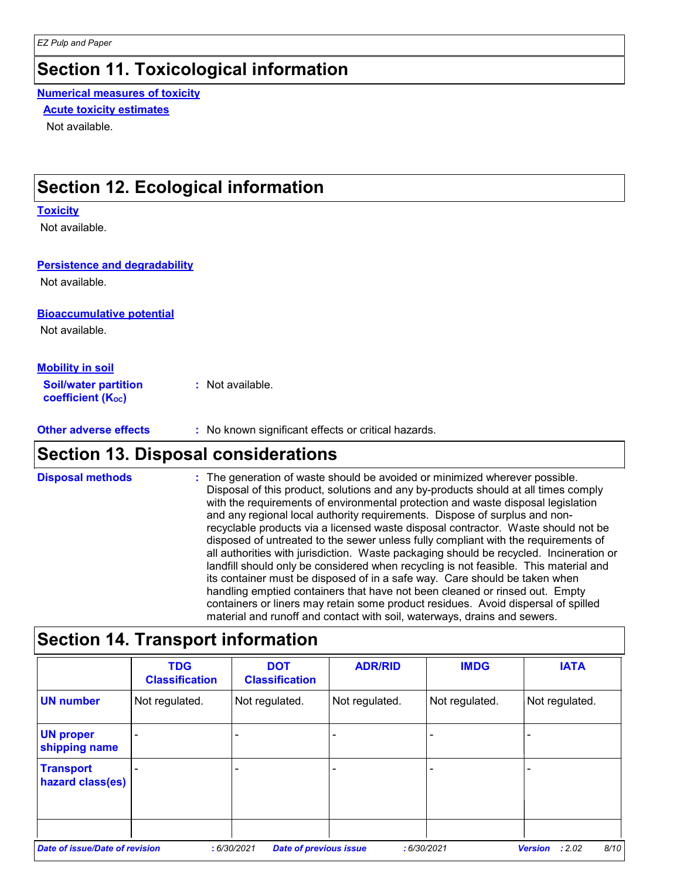# Section 11. Toxicological information

**Numerical measures of toxicity**

**Acute toxicity estimates**

Not available.

# Section 12. Ecological information

**Toxicity**

Not available.

**Persistence and degradability**

Not available.

**Bioaccumulative potential**

Not available.

**Mobility in soil**

**Soil/water partition coefficient ($K_{OC}$)** : Not available.

**Other adverse effects** : No known significant effects or critical hazards.

# Section 13. Disposal considerations

**Disposal methods** : The generation of waste should be avoided or minimized wherever possible. Disposal of this product, solutions and any by-products should at all times comply with the requirements of environmental protection and waste disposal legislation and any regional local authority requirements. Dispose of surplus and non-recyclable products via a licensed waste disposal contractor. Waste should not be disposed of untreated to the sewer unless fully compliant with the requirements of all authorities with jurisdiction. Waste packaging should be recycled. Incineration or landfill should only be considered when recycling is not feasible. This material and its container must be disposed of in a safe way. Care should be taken when handling emptied containers that have not been cleaned or rinsed out. Empty containers or liners may retain some product residues. Avoid dispersal of spilled material and runoff and contact with soil, waterways, drains and sewers.

# Section 14. Transport information

| | TDG Classification | DOT Classification | ADR/RID | IMDG | IATA |
|---|---|---|---|---|---|
| **UN number** | Not regulated. | Not regulated. | Not regulated. | Not regulated. | Not regulated. |
| **UN proper shipping name** | - | - | - | - | - |
| **Transport hazard class(es)** | - | - | - | - | - |
| | | | | | |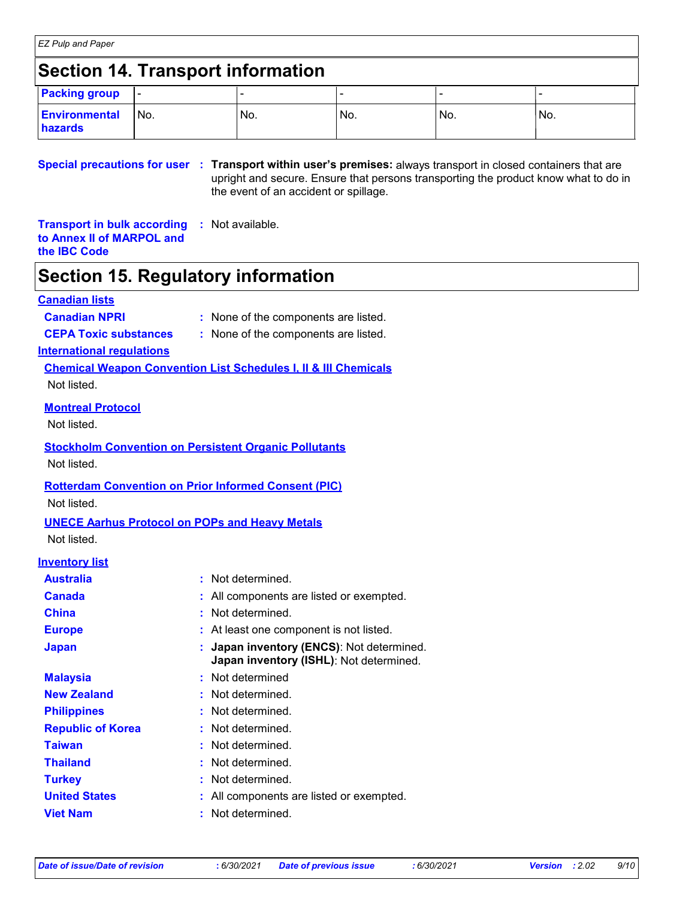## Section 14. Transport information

| Packing group | - | - | - | - | - |
|---|---|---|---|---|---|
| Environmental hazards | No. | No. | No. | No. | No. |

**Special precautions for user** : **Transport within user's premises:** always transport in closed containers that are upright and secure. Ensure that persons transporting the product know what to do in the event of an accident or spillage.

**Transport in bulk according to Annex II of MARPOL and the IBC Code** : Not available.

## Section 15. Regulatory information

**Canadian lists**

**Canadian NPRI** : None of the components are listed.

**CEPA Toxic substances** : None of the components are listed.

**International regulations**

**Chemical Weapon Convention List Schedules I, II & III Chemicals**

Not listed.

**Montreal Protocol**

Not listed.

**Stockholm Convention on Persistent Organic Pollutants**

Not listed.

**Rotterdam Convention on Prior Informed Consent (PIC)**

Not listed.

**UNECE Aarhus Protocol on POPs and Heavy Metals**

Not listed.

**Inventory list**

**Australia** : Not determined.

**Canada** : All components are listed or exempted.

**China** : Not determined.

**Europe** : At least one component is not listed.

**Japan** : **Japan inventory (ENCS)**: Not determined.
**Japan inventory (ISHL)**: Not determined.

**Malaysia** : Not determined

**New Zealand** : Not determined.

**Philippines** : Not determined.

**Republic of Korea** : Not determined.

**Taiwan** : Not determined.

**Thailand** : Not determined.

**Turkey** : Not determined.

**United States** : All components are listed or exempted.

**Viet Nam** : Not determined.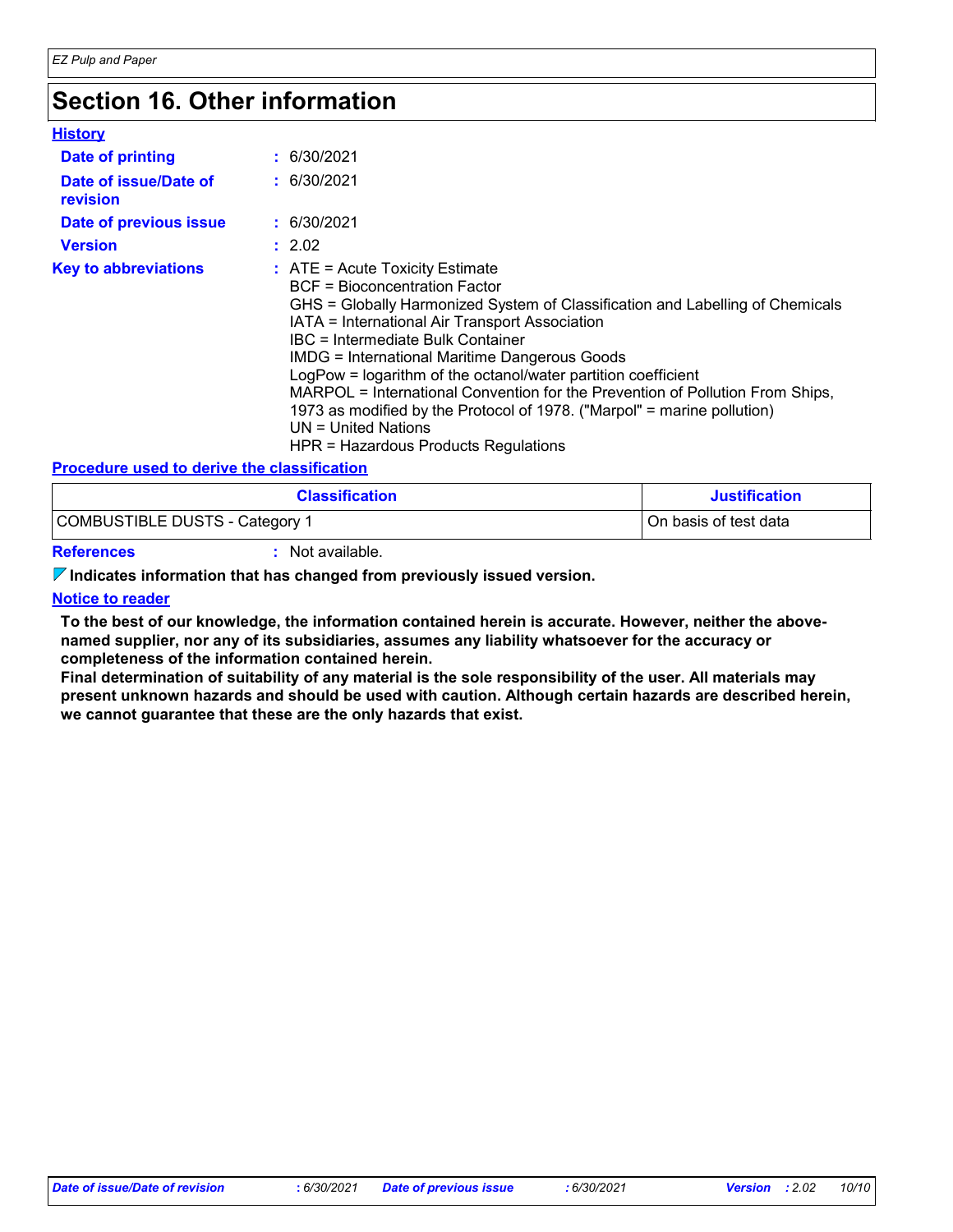# Section 16. Other information

**History**

**Date of printing** : 6/30/2021

**Date of issue/Date of revision** : 6/30/2021

**Date of previous issue** : 6/30/2021

**Version** : 2.02

**Key to abbreviations** : ATE = Acute Toxicity Estimate
BCF = Bioconcentration Factor
GHS = Globally Harmonized System of Classification and Labelling of Chemicals
IATA = International Air Transport Association
IBC = Intermediate Bulk Container
IMDG = International Maritime Dangerous Goods
LogPow = logarithm of the octanol/water partition coefficient
MARPOL = International Convention for the Prevention of Pollution From Ships, 1973 as modified by the Protocol of 1978. ("Marpol" = marine pollution)
UN = United Nations
HPR = Hazardous Products Regulations

**Procedure used to derive the classification**

| Classification | Justification |
| --- | --- |
| COMBUSTIBLE DUSTS - Category 1 | On basis of test data |

**References** : Not available.

**Indicates information that has changed from previously issued version.**

**Notice to reader**

**To the best of our knowledge, the information contained herein is accurate. However, neither the above-named supplier, nor any of its subsidiaries, assumes any liability whatsoever for the accuracy or completeness of the information contained herein.**
**Final determination of suitability of any material is the sole responsibility of the user. All materials may present unknown hazards and should be used with caution. Although certain hazards are described herein, we cannot guarantee that these are the only hazards that exist.**